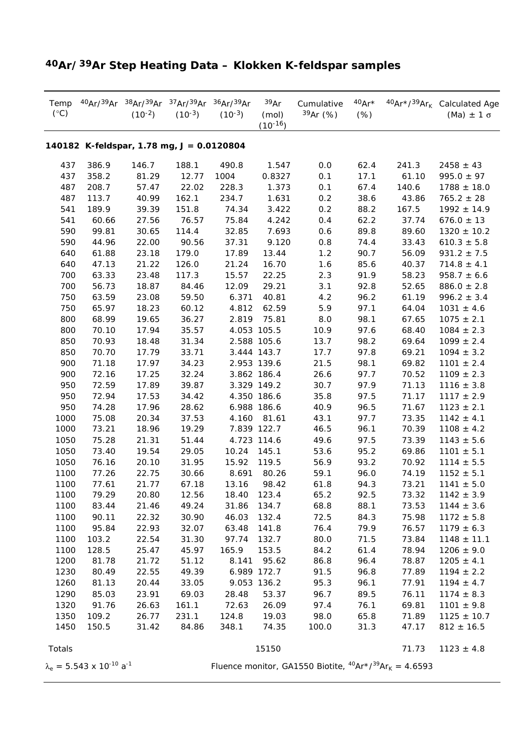# $^{40}Ar/^{39}Ar$ Step Heating Data – Klokken K-feldspar samples

| Temp (°C) | $^{40}Ar/^{39}Ar$ | $^{38}Ar/^{39}Ar$ $(10^{-2})$ | $^{37}Ar/^{39}Ar$ $(10^{-3})$ | $^{36}Ar/^{39}Ar$ $(10^{-3})$ | $^{39}Ar$ (mol) $(10^{-16})$ | Cumulative $^{39}Ar$ (%) | $^{40}Ar^*$ (%) | $^{40}Ar^*/^{39}Ar_K$ | Calculated Age (Ma) ± 1 σ |
|---|---|---|---|---|---|---|---|---|---|
| **140182 K-feldspar, 1.78 mg, J = 0.0120804** | | | | | | | | | |
| 437 | 386.9 | 146.7 | 188.1 | 490.8 | 1.547 | 0.0 | 62.4 | 241.3 | 2458 ± 43 |
| 437 | 358.2 | 81.29 | 12.77 | 1004 | 0.8327 | 0.1 | 17.1 | 61.10 | 995.0 ± 97 |
| 487 | 208.7 | 57.47 | 22.02 | 228.3 | 1.373 | 0.1 | 67.4 | 140.6 | 1788 ± 18.0 |
| 487 | 113.7 | 40.99 | 162.1 | 234.7 | 1.631 | 0.2 | 38.6 | 43.86 | 765.2 ± 28 |
| 541 | 189.9 | 39.39 | 151.8 | 74.34 | 3.422 | 0.2 | 88.2 | 167.5 | 1992 ± 14.9 |
| 541 | 60.66 | 27.56 | 76.57 | 75.84 | 4.242 | 0.4 | 62.2 | 37.74 | 676.0 ± 13 |
| 590 | 99.81 | 30.65 | 114.4 | 32.85 | 7.693 | 0.6 | 89.8 | 89.60 | 1320 ± 10.2 |
| 590 | 44.96 | 22.00 | 90.56 | 37.31 | 9.120 | 0.8 | 74.4 | 33.43 | 610.3 ± 5.8 |
| 640 | 61.88 | 23.18 | 179.0 | 17.89 | 13.44 | 1.2 | 90.7 | 56.09 | 931.2 ± 7.5 |
| 640 | 47.13 | 21.22 | 126.0 | 21.24 | 16.70 | 1.6 | 85.6 | 40.37 | 714.8 ± 4.1 |
| 700 | 63.33 | 23.48 | 117.3 | 15.57 | 22.25 | 2.3 | 91.9 | 58.23 | 958.7 ± 6.6 |
| 700 | 56.73 | 18.87 | 84.46 | 12.09 | 29.21 | 3.1 | 92.8 | 52.65 | 886.0 ± 2.8 |
| 750 | 63.59 | 23.08 | 59.50 | 6.371 | 40.81 | 4.2 | 96.2 | 61.19 | 996.2 ± 3.4 |
| 750 | 65.97 | 18.23 | 60.12 | 4.812 | 62.59 | 5.9 | 97.1 | 64.04 | 1031 ± 4.6 |
| 800 | 68.99 | 19.65 | 36.27 | 2.819 | 75.81 | 8.0 | 98.1 | 67.65 | 1075 ± 2.1 |
| 800 | 70.10 | 17.94 | 35.57 | 4.053 | 105.5 | 10.9 | 97.6 | 68.40 | 1084 ± 2.3 |
| 850 | 70.93 | 18.48 | 31.34 | 2.588 | 105.6 | 13.7 | 98.2 | 69.64 | 1099 ± 2.4 |
| 850 | 70.70 | 17.79 | 33.71 | 3.444 | 143.7 | 17.7 | 97.8 | 69.21 | 1094 ± 3.2 |
| 900 | 71.18 | 17.97 | 34.23 | 2.953 | 139.6 | 21.5 | 98.1 | 69.82 | 1101 ± 2.4 |
| 900 | 72.16 | 17.25 | 32.24 | 3.862 | 186.4 | 26.6 | 97.7 | 70.52 | 1109 ± 2.3 |
| 950 | 72.59 | 17.89 | 39.87 | 3.329 | 149.2 | 30.7 | 97.9 | 71.13 | 1116 ± 3.8 |
| 950 | 72.94 | 17.53 | 34.42 | 4.350 | 186.6 | 35.8 | 97.5 | 71.17 | 1117 ± 2.9 |
| 950 | 74.28 | 17.96 | 28.62 | 6.988 | 186.6 | 40.9 | 96.5 | 71.67 | 1123 ± 2.1 |
| 1000 | 75.08 | 20.34 | 37.53 | 4.160 | 81.61 | 43.1 | 97.7 | 73.35 | 1142 ± 4.1 |
| 1000 | 73.21 | 18.96 | 19.29 | 7.839 | 122.7 | 46.5 | 96.1 | 70.39 | 1108 ± 4.2 |
| 1050 | 75.28 | 21.31 | 51.44 | 4.723 | 114.6 | 49.6 | 97.5 | 73.39 | 1143 ± 5.6 |
| 1050 | 73.40 | 19.54 | 29.05 | 10.24 | 145.1 | 53.6 | 95.2 | 69.86 | 1101 ± 5.1 |
| 1050 | 76.16 | 20.10 | 31.95 | 15.92 | 119.5 | 56.9 | 93.2 | 70.92 | 1114 ± 5.5 |
| 1100 | 77.26 | 22.75 | 30.66 | 8.691 | 80.26 | 59.1 | 96.0 | 74.19 | 1152 ± 5.1 |
| 1100 | 77.61 | 21.77 | 67.18 | 13.16 | 98.42 | 61.8 | 94.3 | 73.21 | 1141 ± 5.0 |
| 1100 | 79.29 | 20.80 | 12.56 | 18.40 | 123.4 | 65.2 | 92.5 | 73.32 | 1142 ± 3.9 |
| 1100 | 83.44 | 21.46 | 49.24 | 31.86 | 134.7 | 68.8 | 88.1 | 73.53 | 1144 ± 3.6 |
| 1100 | 90.11 | 22.32 | 30.90 | 46.03 | 132.4 | 72.5 | 84.3 | 75.98 | 1172 ± 5.8 |
| 1100 | 95.84 | 22.93 | 32.07 | 63.48 | 141.8 | 76.4 | 79.9 | 76.57 | 1179 ± 6.3 |
| 1100 | 103.2 | 22.54 | 31.30 | 97.74 | 132.7 | 80.0 | 71.5 | 73.84 | 1148 ± 11.1 |
| 1100 | 128.5 | 25.47 | 45.97 | 165.9 | 153.5 | 84.2 | 61.4 | 78.94 | 1206 ± 9.0 |
| 1200 | 81.78 | 21.72 | 51.12 | 8.141 | 95.62 | 86.8 | 96.4 | 78.87 | 1205 ± 4.1 |
| 1230 | 80.49 | 22.55 | 49.39 | 6.989 | 172.7 | 91.5 | 96.8 | 77.89 | 1194 ± 2.2 |
| 1260 | 81.13 | 20.44 | 33.05 | 9.053 | 136.2 | 95.3 | 96.1 | 77.91 | 1194 ± 4.7 |
| 1290 | 85.03 | 23.91 | 69.03 | 28.48 | 53.37 | 96.7 | 89.5 | 76.11 | 1174 ± 8.3 |
| 1320 | 91.76 | 26.63 | 161.1 | 72.63 | 26.09 | 97.4 | 76.1 | 69.81 | 1101 ± 9.8 |
| 1350 | 109.2 | 26.77 | 231.1 | 124.8 | 19.03 | 98.0 | 65.8 | 71.89 | 1125 ± 10.7 |
| 1450 | 150.5 | 31.42 | 84.86 | 348.1 | 74.35 | 100.0 | 31.3 | 47.17 | 812 ± 16.5 |
| Totals | | | | | 15150 | | | 71.73 | 1123 ± 4.8 |

$\lambda_e = 5.543 \times 10^{-10}$ $a^{-1}$

Fluence monitor, GA1550 Biotite, $^{40}Ar^*/^{39}Ar_K = 4.6593$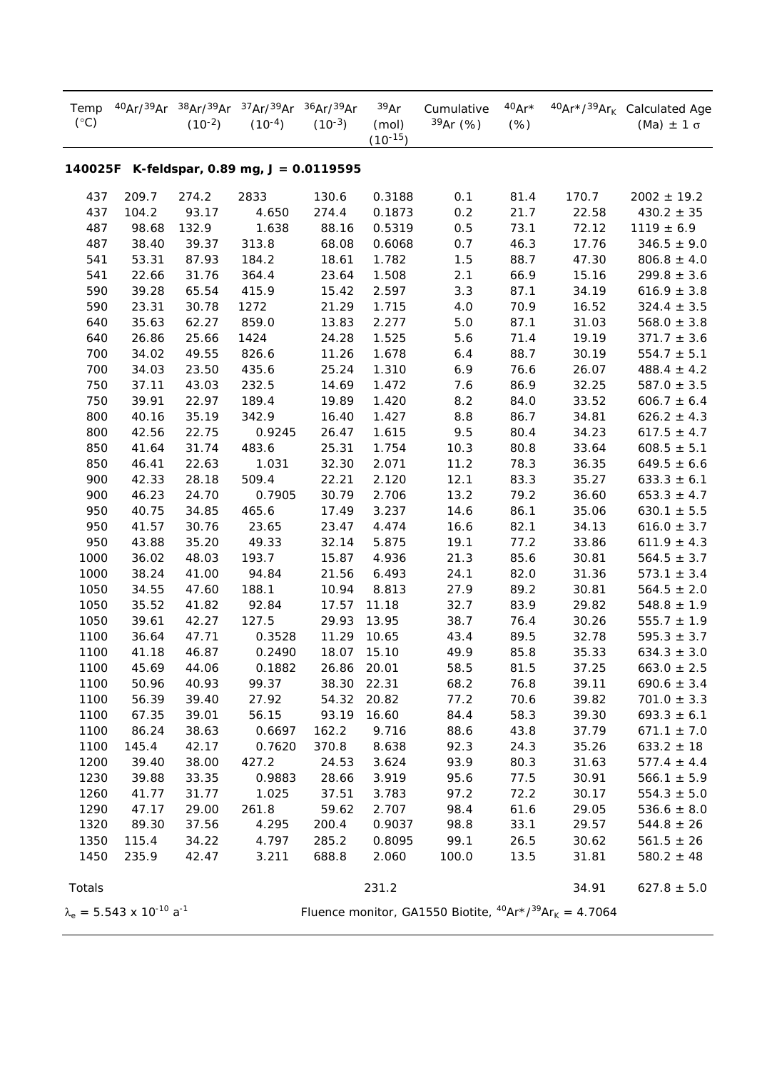| Temp (°C) | $^{40}Ar/^{39}Ar$ | $^{38}Ar/^{39}Ar$ ($10^{-2}$) | $^{37}Ar/^{39}Ar$ ($10^{-4}$) | $^{36}Ar/^{39}Ar$ ($10^{-3}$) | $^{39}Ar$ (mol) ($10^{-15}$) | Cumulative $^{39}Ar$ (%) | $^{40}Ar^*$ (%) | $^{40}Ar^*/^{39}Ar_K$ | Calculated Age (Ma) ± 1 σ |
|---|---|---|---|---|---|---|---|---|---|
| **140025F K-feldspar, 0.89 mg, J = 0.0119595** | | | | | | | | | |
| 437 | 209.7 | 274.2 | 2833 | 130.6 | 0.3188 | 0.1 | 81.4 | 170.7 | 2002 ± 19.2 |
| 437 | 104.2 | 93.17 | 4.650 | 274.4 | 0.1873 | 0.2 | 21.7 | 22.58 | 430.2 ± 35 |
| 487 | 98.68 | 132.9 | 1.638 | 88.16 | 0.5319 | 0.5 | 73.1 | 72.12 | 1119 ± 6.9 |
| 487 | 38.40 | 39.37 | 313.8 | 68.08 | 0.6068 | 0.7 | 46.3 | 17.76 | 346.5 ± 9.0 |
| 541 | 53.31 | 87.93 | 184.2 | 18.61 | 1.782 | 1.5 | 88.7 | 47.30 | 806.8 ± 4.0 |
| 541 | 22.66 | 31.76 | 364.4 | 23.64 | 1.508 | 2.1 | 66.9 | 15.16 | 299.8 ± 3.6 |
| 590 | 39.28 | 65.54 | 415.9 | 15.42 | 2.597 | 3.3 | 87.1 | 34.19 | 616.9 ± 3.8 |
| 590 | 23.31 | 30.78 | 1272 | 21.29 | 1.715 | 4.0 | 70.9 | 16.52 | 324.4 ± 3.5 |
| 640 | 35.63 | 62.27 | 859.0 | 13.83 | 2.277 | 5.0 | 87.1 | 31.03 | 568.0 ± 3.8 |
| 640 | 26.86 | 25.66 | 1424 | 24.28 | 1.525 | 5.6 | 71.4 | 19.19 | 371.7 ± 3.6 |
| 700 | 34.02 | 49.55 | 826.6 | 11.26 | 1.678 | 6.4 | 88.7 | 30.19 | 554.7 ± 5.1 |
| 700 | 34.03 | 23.50 | 435.6 | 25.24 | 1.310 | 6.9 | 76.6 | 26.07 | 488.4 ± 4.2 |
| 750 | 37.11 | 43.03 | 232.5 | 14.69 | 1.472 | 7.6 | 86.9 | 32.25 | 587.0 ± 3.5 |
| 750 | 39.91 | 22.97 | 189.4 | 19.89 | 1.420 | 8.2 | 84.0 | 33.52 | 606.7 ± 6.4 |
| 800 | 40.16 | 35.19 | 342.9 | 16.40 | 1.427 | 8.8 | 86.7 | 34.81 | 626.2 ± 4.3 |
| 800 | 42.56 | 22.75 | 0.9245 | 26.47 | 1.615 | 9.5 | 80.4 | 34.23 | 617.5 ± 4.7 |
| 850 | 41.64 | 31.74 | 483.6 | 25.31 | 1.754 | 10.3 | 80.8 | 33.64 | 608.5 ± 5.1 |
| 850 | 46.41 | 22.63 | 1.031 | 32.30 | 2.071 | 11.2 | 78.3 | 36.35 | 649.5 ± 6.6 |
| 900 | 42.33 | 28.18 | 509.4 | 22.21 | 2.120 | 12.1 | 83.3 | 35.27 | 633.3 ± 6.1 |
| 900 | 46.23 | 24.70 | 0.7905 | 30.79 | 2.706 | 13.2 | 79.2 | 36.60 | 653.3 ± 4.7 |
| 950 | 40.75 | 34.85 | 465.6 | 17.49 | 3.237 | 14.6 | 86.1 | 35.06 | 630.1 ± 5.5 |
| 950 | 41.57 | 30.76 | 23.65 | 23.47 | 4.474 | 16.6 | 82.1 | 34.13 | 616.0 ± 3.7 |
| 950 | 43.88 | 35.20 | 49.33 | 32.14 | 5.875 | 19.1 | 77.2 | 33.86 | 611.9 ± 4.3 |
| 1000 | 36.02 | 48.03 | 193.7 | 15.87 | 4.936 | 21.3 | 85.6 | 30.81 | 564.5 ± 3.7 |
| 1000 | 38.24 | 41.00 | 94.84 | 21.56 | 6.493 | 24.1 | 82.0 | 31.36 | 573.1 ± 3.4 |
| 1050 | 34.55 | 47.60 | 188.1 | 10.94 | 8.813 | 27.9 | 89.2 | 30.81 | 564.5 ± 2.0 |
| 1050 | 35.52 | 41.82 | 92.84 | 17.57 | 11.18 | 32.7 | 83.9 | 29.82 | 548.8 ± 1.9 |
| 1050 | 39.61 | 42.27 | 127.5 | 29.93 | 13.95 | 38.7 | 76.4 | 30.26 | 555.7 ± 1.9 |
| 1100 | 36.64 | 47.71 | 0.3528 | 11.29 | 10.65 | 43.4 | 89.5 | 32.78 | 595.3 ± 3.7 |
| 1100 | 41.18 | 46.87 | 0.2490 | 18.07 | 15.10 | 49.9 | 85.8 | 35.33 | 634.3 ± 3.0 |
| 1100 | 45.69 | 44.06 | 0.1882 | 26.86 | 20.01 | 58.5 | 81.5 | 37.25 | 663.0 ± 2.5 |
| 1100 | 50.96 | 40.93 | 99.37 | 38.30 | 22.31 | 68.2 | 76.8 | 39.11 | 690.6 ± 3.4 |
| 1100 | 56.39 | 39.40 | 27.92 | 54.32 | 20.82 | 77.2 | 70.6 | 39.82 | 701.0 ± 3.3 |
| 1100 | 67.35 | 39.01 | 56.15 | 93.19 | 16.60 | 84.4 | 58.3 | 39.30 | 693.3 ± 6.1 |
| 1100 | 86.24 | 38.63 | 0.6697 | 162.2 | 9.716 | 88.6 | 43.8 | 37.79 | 671.1 ± 7.0 |
| 1100 | 145.4 | 42.17 | 0.7620 | 370.8 | 8.638 | 92.3 | 24.3 | 35.26 | 633.2 ± 18 |
| 1200 | 39.40 | 38.00 | 427.2 | 24.53 | 3.624 | 93.9 | 80.3 | 31.63 | 577.4 ± 4.4 |
| 1230 | 39.88 | 33.35 | 0.9883 | 28.66 | 3.919 | 95.6 | 77.5 | 30.91 | 566.1 ± 5.9 |
| 1260 | 41.77 | 31.77 | 1.025 | 37.51 | 3.783 | 97.2 | 72.2 | 30.17 | 554.3 ± 5.0 |
| 1290 | 47.17 | 29.00 | 261.8 | 59.62 | 2.707 | 98.4 | 61.6 | 29.05 | 536.6 ± 8.0 |
| 1320 | 89.30 | 37.56 | 4.295 | 200.4 | 0.9037 | 98.8 | 33.1 | 29.57 | 544.8 ± 26 |
| 1350 | 115.4 | 34.22 | 4.797 | 285.2 | 0.8095 | 99.1 | 26.5 | 30.62 | 561.5 ± 26 |
| 1450 | 235.9 | 42.47 | 3.211 | 688.8 | 2.060 | 100.0 | 13.5 | 31.81 | 580.2 ± 48 |
| Totals | | | | | 231.2 | | | 34.91 | 627.8 ± 5.0 |

$\lambda_e = 5.543 \times 10^{-10}\ a^{-1}$ Fluence monitor, GA1550 Biotite, $^{40}Ar^*/^{39}Ar_K = 4.7064$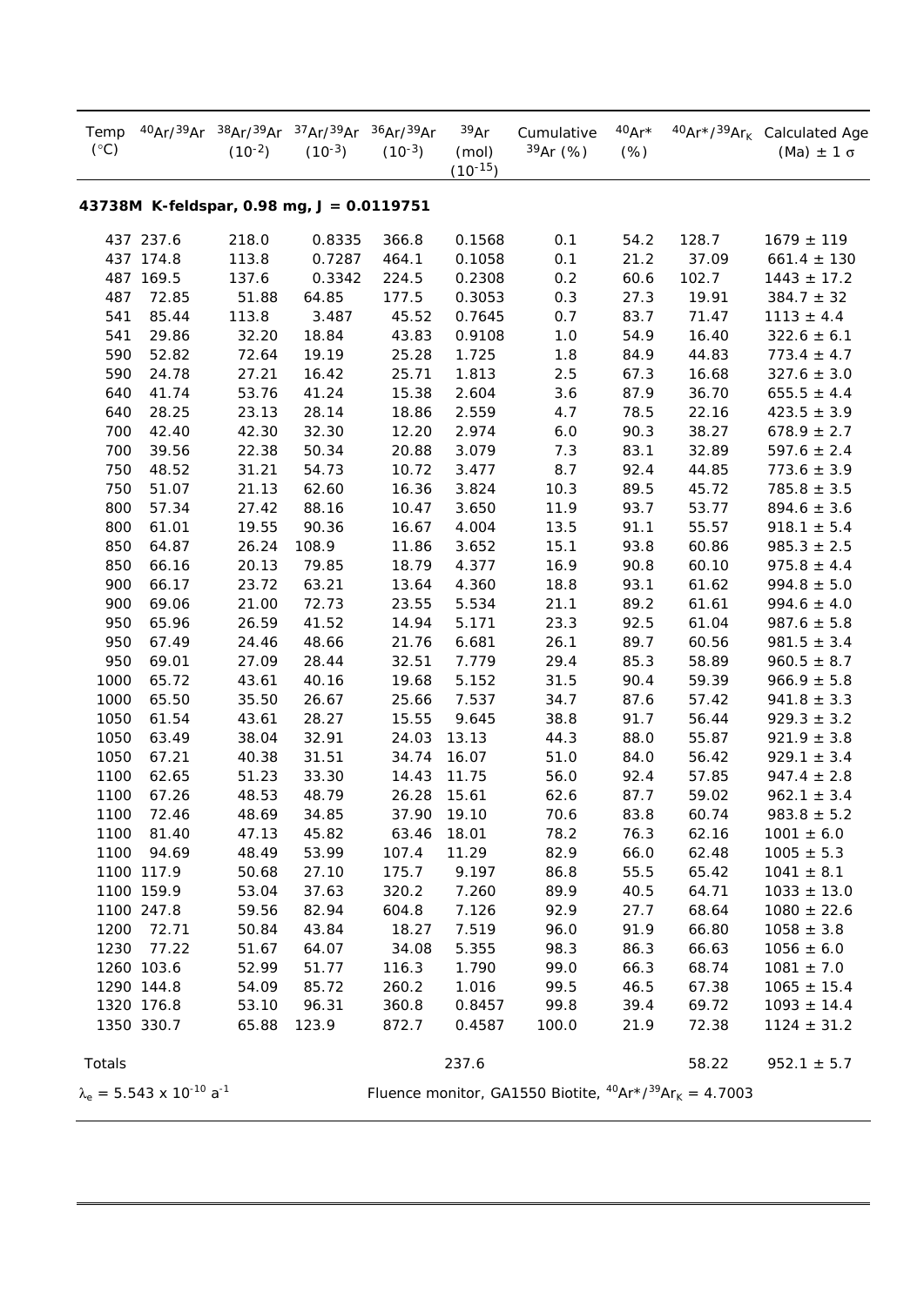| Temp (°C) | $^{40}Ar/^{39}Ar$ | $^{38}Ar/^{39}Ar$ $(10^{-2})$ | $^{37}Ar/^{39}Ar$ $(10^{-3})$ | $^{36}Ar/^{39}Ar$ $(10^{-3})$ | $^{39}Ar$ (mol) $(10^{-15})$ | Cumulative $^{39}Ar$ (%) | $^{40}Ar^*$ (%) | $^{40}Ar^*/^{39}Ar_K$ | Calculated Age (Ma) ± 1 σ |
|---|---|---|---|---|---|---|---|---|---|
| **43738M K-feldspar, 0.98 mg, J = 0.0119751** | | | | | | | | | |
| 437 | 237.6 | 218.0 | 0.8335 | 366.8 | 0.1568 | 0.1 | 54.2 | 128.7 | 1679 ± 119 |
| 437 | 174.8 | 113.8 | 0.7287 | 464.1 | 0.1058 | 0.1 | 21.2 | 37.09 | 661.4 ± 130 |
| 487 | 169.5 | 137.6 | 0.3342 | 224.5 | 0.2308 | 0.2 | 60.6 | 102.7 | 1443 ± 17.2 |
| 487 | 72.85 | 51.88 | 64.85 | 177.5 | 0.3053 | 0.3 | 27.3 | 19.91 | 384.7 ± 32 |
| 541 | 85.44 | 113.8 | 3.487 | 45.52 | 0.7645 | 0.7 | 83.7 | 71.47 | 1113 ± 4.4 |
| 541 | 29.86 | 32.20 | 18.84 | 43.83 | 0.9108 | 1.0 | 54.9 | 16.40 | 322.6 ± 6.1 |
| 590 | 52.82 | 72.64 | 19.19 | 25.28 | 1.725 | 1.8 | 84.9 | 44.83 | 773.4 ± 4.7 |
| 590 | 24.78 | 27.21 | 16.42 | 25.71 | 1.813 | 2.5 | 67.3 | 16.68 | 327.6 ± 3.0 |
| 640 | 41.74 | 53.76 | 41.24 | 15.38 | 2.604 | 3.6 | 87.9 | 36.70 | 655.5 ± 4.4 |
| 640 | 28.25 | 23.13 | 28.14 | 18.86 | 2.559 | 4.7 | 78.5 | 22.16 | 423.5 ± 3.9 |
| 700 | 42.40 | 42.30 | 32.30 | 12.20 | 2.974 | 6.0 | 90.3 | 38.27 | 678.9 ± 2.7 |
| 700 | 39.56 | 22.38 | 50.34 | 20.88 | 3.079 | 7.3 | 83.1 | 32.89 | 597.6 ± 2.4 |
| 750 | 48.52 | 31.21 | 54.73 | 10.72 | 3.477 | 8.7 | 92.4 | 44.85 | 773.6 ± 3.9 |
| 750 | 51.07 | 21.13 | 62.60 | 16.36 | 3.824 | 10.3 | 89.5 | 45.72 | 785.8 ± 3.5 |
| 800 | 57.34 | 27.42 | 88.16 | 10.47 | 3.650 | 11.9 | 93.7 | 53.77 | 894.6 ± 3.6 |
| 800 | 61.01 | 19.55 | 90.36 | 16.67 | 4.004 | 13.5 | 91.1 | 55.57 | 918.1 ± 5.4 |
| 850 | 64.87 | 26.24 | 108.9 | 11.86 | 3.652 | 15.1 | 93.8 | 60.86 | 985.3 ± 2.5 |
| 850 | 66.16 | 20.13 | 79.85 | 18.79 | 4.377 | 16.9 | 90.8 | 60.10 | 975.8 ± 4.4 |
| 900 | 66.17 | 23.72 | 63.21 | 13.64 | 4.360 | 18.8 | 93.1 | 61.62 | 994.8 ± 5.0 |
| 900 | 69.06 | 21.00 | 72.73 | 23.55 | 5.534 | 21.1 | 89.2 | 61.61 | 994.6 ± 4.0 |
| 950 | 65.96 | 26.59 | 41.52 | 14.94 | 5.171 | 23.3 | 92.5 | 61.04 | 987.6 ± 5.8 |
| 950 | 67.49 | 24.46 | 48.66 | 21.76 | 6.681 | 26.1 | 89.7 | 60.56 | 981.5 ± 3.4 |
| 950 | 69.01 | 27.09 | 28.44 | 32.51 | 7.779 | 29.4 | 85.3 | 58.89 | 960.5 ± 8.7 |
| 1000 | 65.72 | 43.61 | 40.16 | 19.68 | 5.152 | 31.5 | 90.4 | 59.39 | 966.9 ± 5.8 |
| 1000 | 65.50 | 35.50 | 26.67 | 25.66 | 7.537 | 34.7 | 87.6 | 57.42 | 941.8 ± 3.3 |
| 1050 | 61.54 | 43.61 | 28.27 | 15.55 | 9.645 | 38.8 | 91.7 | 56.44 | 929.3 ± 3.2 |
| 1050 | 63.49 | 38.04 | 32.91 | 24.03 | 13.13 | 44.3 | 88.0 | 55.87 | 921.9 ± 3.8 |
| 1050 | 67.21 | 40.38 | 31.51 | 34.74 | 16.07 | 51.0 | 84.0 | 56.42 | 929.1 ± 3.4 |
| 1100 | 62.65 | 51.23 | 33.30 | 14.43 | 11.75 | 56.0 | 92.4 | 57.85 | 947.4 ± 2.8 |
| 1100 | 67.26 | 48.53 | 48.79 | 26.28 | 15.61 | 62.6 | 87.7 | 59.02 | 962.1 ± 3.4 |
| 1100 | 72.46 | 48.69 | 34.85 | 37.90 | 19.10 | 70.6 | 83.8 | 60.74 | 983.8 ± 5.2 |
| 1100 | 81.40 | 47.13 | 45.82 | 63.46 | 18.01 | 78.2 | 76.3 | 62.16 | 1001 ± 6.0 |
| 1100 | 94.69 | 48.49 | 53.99 | 107.4 | 11.29 | 82.9 | 66.0 | 62.48 | 1005 ± 5.3 |
| 1100 | 117.9 | 50.68 | 27.10 | 175.7 | 9.197 | 86.8 | 55.5 | 65.42 | 1041 ± 8.1 |
| 1100 | 159.9 | 53.04 | 37.63 | 320.2 | 7.260 | 89.9 | 40.5 | 64.71 | 1033 ± 13.0 |
| 1100 | 247.8 | 59.56 | 82.94 | 604.8 | 7.126 | 92.9 | 27.7 | 68.64 | 1080 ± 22.6 |
| 1200 | 72.71 | 50.84 | 43.84 | 18.27 | 7.519 | 96.0 | 91.9 | 66.80 | 1058 ± 3.8 |
| 1230 | 77.22 | 51.67 | 64.07 | 34.08 | 5.355 | 98.3 | 86.3 | 66.63 | 1056 ± 6.0 |
| 1260 | 103.6 | 52.99 | 51.77 | 116.3 | 1.790 | 99.0 | 66.3 | 68.74 | 1081 ± 7.0 |
| 1290 | 144.8 | 54.09 | 85.72 | 260.2 | 1.016 | 99.5 | 46.5 | 67.38 | 1065 ± 15.4 |
| 1320 | 176.8 | 53.10 | 96.31 | 360.8 | 0.8457 | 99.8 | 39.4 | 69.72 | 1093 ± 14.4 |
| 1350 | 330.7 | 65.88 | 123.9 | 872.7 | 0.4587 | 100.0 | 21.9 | 72.38 | 1124 ± 31.2 |
| Totals | | | | | 237.6 | | | 58.22 | 952.1 ± 5.7 |

$\lambda_e = 5.543 \times 10^{-10}\ a^{-1}$ Fluence monitor, GA1550 Biotite, $^{40}Ar^*/^{39}Ar_K = 4.7003$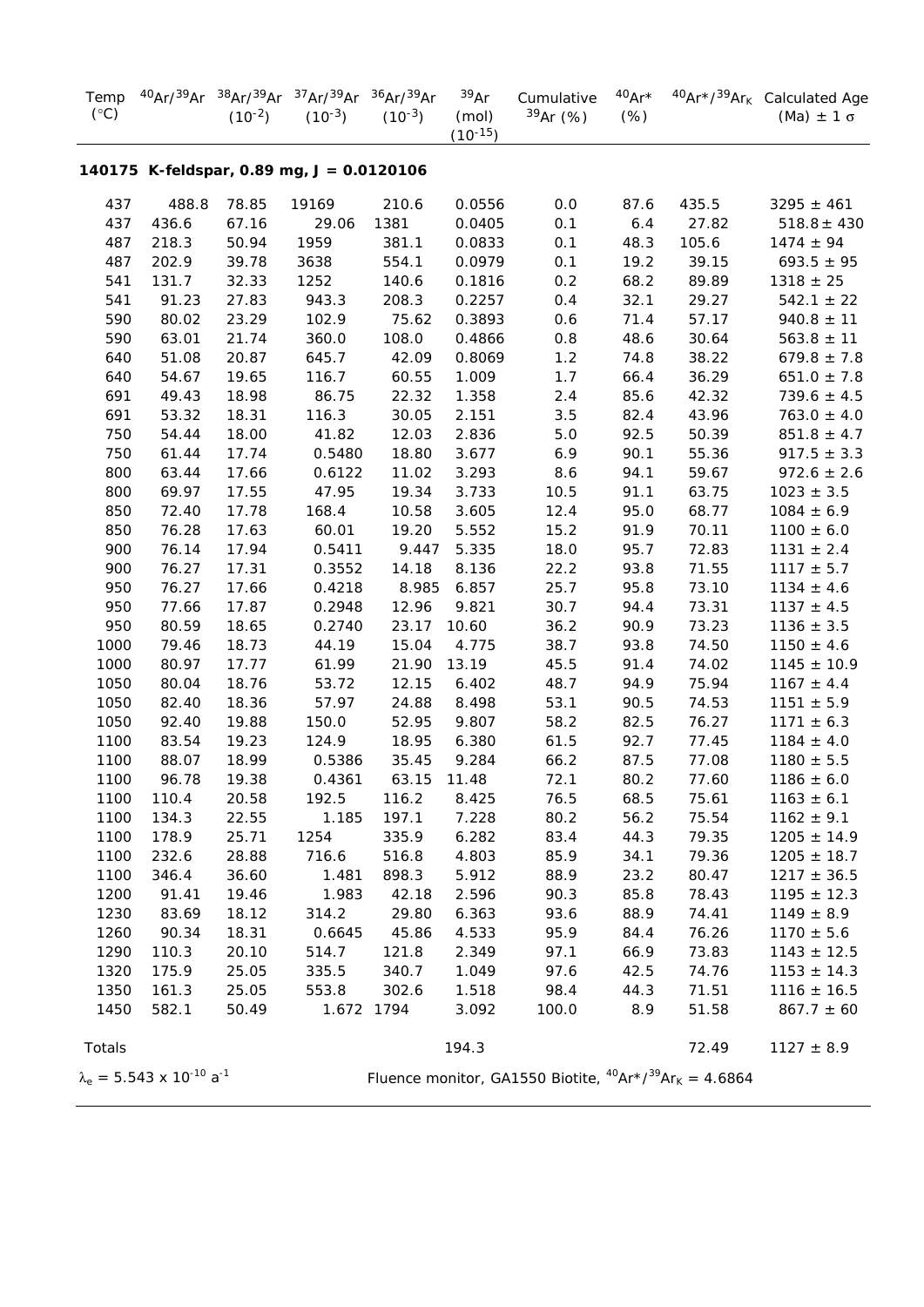| Temp (°C) | $^{40}Ar/^{39}Ar$ | $^{38}Ar/^{39}Ar$ ($10^{-2}$) | $^{37}Ar/^{39}Ar$ ($10^{-3}$) | $^{36}Ar/^{39}Ar$ ($10^{-3}$) | $^{39}Ar$ (mol) ($10^{-15}$) | Cumulative $^{39}Ar$ (%) | $^{40}Ar^*$ (%) | $^{40}Ar^*/^{39}Ar_K$ | Calculated Age (Ma) ± 1 σ |
|---|---|---|---|---|---|---|---|---|---|
| **140175 K-feldspar, 0.89 mg, J = 0.0120106** | | | | | | | | | |
| 437 | 488.8 | 78.85 | 19169 | 210.6 | 0.0556 | 0.0 | 87.6 | 435.5 | 3295 ± 461 |
| 437 | 436.6 | 67.16 | 29.06 | 1381 | 0.0405 | 0.1 | 6.4 | 27.82 | 518.8 ± 430 |
| 487 | 218.3 | 50.94 | 1959 | 381.1 | 0.0833 | 0.1 | 48.3 | 105.6 | 1474 ± 94 |
| 487 | 202.9 | 39.78 | 3638 | 554.1 | 0.0979 | 0.1 | 19.2 | 39.15 | 693.5 ± 95 |
| 541 | 131.7 | 32.33 | 1252 | 140.6 | 0.1816 | 0.2 | 68.2 | 89.89 | 1318 ± 25 |
| 541 | 91.23 | 27.83 | 943.3 | 208.3 | 0.2257 | 0.4 | 32.1 | 29.27 | 542.1 ± 22 |
| 590 | 80.02 | 23.29 | 102.9 | 75.62 | 0.3893 | 0.6 | 71.4 | 57.17 | 940.8 ± 11 |
| 590 | 63.01 | 21.74 | 360.0 | 108.0 | 0.4866 | 0.8 | 48.6 | 30.64 | 563.8 ± 11 |
| 640 | 51.08 | 20.87 | 645.7 | 42.09 | 0.8069 | 1.2 | 74.8 | 38.22 | 679.8 ± 7.8 |
| 640 | 54.67 | 19.65 | 116.7 | 60.55 | 1.009 | 1.7 | 66.4 | 36.29 | 651.0 ± 7.8 |
| 691 | 49.43 | 18.98 | 86.75 | 22.32 | 1.358 | 2.4 | 85.6 | 42.32 | 739.6 ± 4.5 |
| 691 | 53.32 | 18.31 | 116.3 | 30.05 | 2.151 | 3.5 | 82.4 | 43.96 | 763.0 ± 4.0 |
| 750 | 54.44 | 18.00 | 41.82 | 12.03 | 2.836 | 5.0 | 92.5 | 50.39 | 851.8 ± 4.7 |
| 750 | 61.44 | 17.74 | 0.5480 | 18.80 | 3.677 | 6.9 | 90.1 | 55.36 | 917.5 ± 3.3 |
| 800 | 63.44 | 17.66 | 0.6122 | 11.02 | 3.293 | 8.6 | 94.1 | 59.67 | 972.6 ± 2.6 |
| 800 | 69.97 | 17.55 | 47.95 | 19.34 | 3.733 | 10.5 | 91.1 | 63.75 | 1023 ± 3.5 |
| 850 | 72.40 | 17.78 | 168.4 | 10.58 | 3.605 | 12.4 | 95.0 | 68.77 | 1084 ± 6.9 |
| 850 | 76.28 | 17.63 | 60.01 | 19.20 | 5.552 | 15.2 | 91.9 | 70.11 | 1100 ± 6.0 |
| 900 | 76.14 | 17.94 | 0.5411 | 9.447 | 5.335 | 18.0 | 95.7 | 72.83 | 1131 ± 2.4 |
| 900 | 76.27 | 17.31 | 0.3552 | 14.18 | 8.136 | 22.2 | 93.8 | 71.55 | 1117 ± 5.7 |
| 950 | 76.27 | 17.66 | 0.4218 | 8.985 | 6.857 | 25.7 | 95.8 | 73.10 | 1134 ± 4.6 |
| 950 | 77.66 | 17.87 | 0.2948 | 12.96 | 9.821 | 30.7 | 94.4 | 73.31 | 1137 ± 4.5 |
| 950 | 80.59 | 18.65 | 0.2740 | 23.17 | 10.60 | 36.2 | 90.9 | 73.23 | 1136 ± 3.5 |
| 1000 | 79.46 | 18.73 | 44.19 | 15.04 | 4.775 | 38.7 | 93.8 | 74.50 | 1150 ± 4.6 |
| 1000 | 80.97 | 17.77 | 61.99 | 21.90 | 13.19 | 45.5 | 91.4 | 74.02 | 1145 ± 10.9 |
| 1050 | 80.04 | 18.76 | 53.72 | 12.15 | 6.402 | 48.7 | 94.9 | 75.94 | 1167 ± 4.4 |
| 1050 | 82.40 | 18.36 | 57.97 | 24.88 | 8.498 | 53.1 | 90.5 | 74.53 | 1151 ± 5.9 |
| 1050 | 92.40 | 19.88 | 150.0 | 52.95 | 9.807 | 58.2 | 82.5 | 76.27 | 1171 ± 6.3 |
| 1100 | 83.54 | 19.23 | 124.9 | 18.95 | 6.380 | 61.5 | 92.7 | 77.45 | 1184 ± 4.0 |
| 1100 | 88.07 | 18.99 | 0.5386 | 35.45 | 9.284 | 66.2 | 87.5 | 77.08 | 1180 ± 5.5 |
| 1100 | 96.78 | 19.38 | 0.4361 | 63.15 | 11.48 | 72.1 | 80.2 | 77.60 | 1186 ± 6.0 |
| 1100 | 110.4 | 20.58 | 192.5 | 116.2 | 8.425 | 76.5 | 68.5 | 75.61 | 1163 ± 6.1 |
| 1100 | 134.3 | 22.55 | 1.185 | 197.1 | 7.228 | 80.2 | 56.2 | 75.54 | 1162 ± 9.1 |
| 1100 | 178.9 | 25.71 | 1254 | 335.9 | 6.282 | 83.4 | 44.3 | 79.35 | 1205 ± 14.9 |
| 1100 | 232.6 | 28.88 | 716.6 | 516.8 | 4.803 | 85.9 | 34.1 | 79.36 | 1205 ± 18.7 |
| 1100 | 346.4 | 36.60 | 1.481 | 898.3 | 5.912 | 88.9 | 23.2 | 80.47 | 1217 ± 36.5 |
| 1200 | 91.41 | 19.46 | 1.983 | 42.18 | 2.596 | 90.3 | 85.8 | 78.43 | 1195 ± 12.3 |
| 1230 | 83.69 | 18.12 | 314.2 | 29.80 | 6.363 | 93.6 | 88.9 | 74.41 | 1149 ± 8.9 |
| 1260 | 90.34 | 18.31 | 0.6645 | 45.86 | 4.533 | 95.9 | 84.4 | 76.26 | 1170 ± 5.6 |
| 1290 | 110.3 | 20.10 | 514.7 | 121.8 | 2.349 | 97.1 | 66.9 | 73.83 | 1143 ± 12.5 |
| 1320 | 175.9 | 25.05 | 335.5 | 340.7 | 1.049 | 97.6 | 42.5 | 74.76 | 1153 ± 14.3 |
| 1350 | 161.3 | 25.05 | 553.8 | 302.6 | 1.518 | 98.4 | 44.3 | 71.51 | 1116 ± 16.5 |
| 1450 | 582.1 | 50.49 | 1.672 | 1794 | 3.092 | 100.0 | 8.9 | 51.58 | 867.7 ± 60 |
| Totals | | | | | 194.3 | | | 72.49 | 1127 ± 8.9 |

$\lambda_e = 5.543 \times 10^{-10}\ a^{-1}$

Fluence monitor, GA1550 Biotite, $^{40}Ar^*/^{39}Ar_K = 4.6864$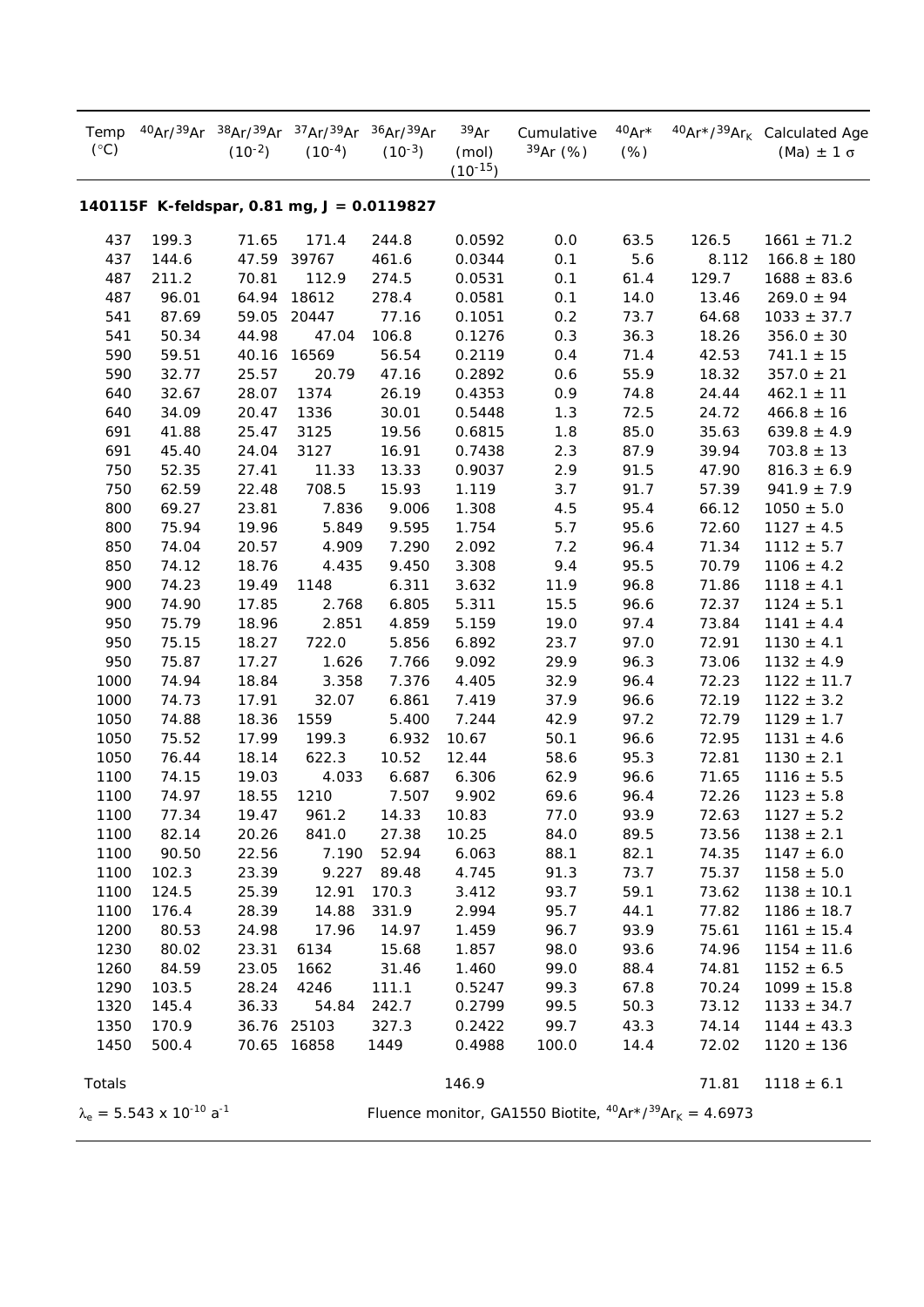| Temp (°C) | $^{40}Ar/^{39}Ar$ | $^{38}Ar/^{39}Ar$ ($10^{-2}$) | $^{37}Ar/^{39}Ar$ ($10^{-4}$) | $^{36}Ar/^{39}Ar$ ($10^{-3}$) | $^{39}Ar$ (mol) ($10^{-15}$) | Cumulative $^{39}Ar$ (%) | $^{40}Ar^*$ (%) | $^{40}Ar^*/^{39}Ar_K$ | Calculated Age (Ma) ± 1 σ |
|---|---|---|---|---|---|---|---|---|---|
| **140115F K-feldspar, 0.81 mg, J = 0.0119827** | | | | | | | | | |
| 437 | 199.3 | 71.65 | 171.4 | 244.8 | 0.0592 | 0.0 | 63.5 | 126.5 | 1661 ± 71.2 |
| 437 | 144.6 | 47.59 | 39767 | 461.6 | 0.0344 | 0.1 | 5.6 | 8.112 | 166.8 ± 180 |
| 487 | 211.2 | 70.81 | 112.9 | 274.5 | 0.0531 | 0.1 | 61.4 | 129.7 | 1688 ± 83.6 |
| 487 | 96.01 | 64.94 | 18612 | 278.4 | 0.0581 | 0.1 | 14.0 | 13.46 | 269.0 ± 94 |
| 541 | 87.69 | 59.05 | 20447 | 77.16 | 0.1051 | 0.2 | 73.7 | 64.68 | 1033 ± 37.7 |
| 541 | 50.34 | 44.98 | 47.04 | 106.8 | 0.1276 | 0.3 | 36.3 | 18.26 | 356.0 ± 30 |
| 590 | 59.51 | 40.16 | 16569 | 56.54 | 0.2119 | 0.4 | 71.4 | 42.53 | 741.1 ± 15 |
| 590 | 32.77 | 25.57 | 20.79 | 47.16 | 0.2892 | 0.6 | 55.9 | 18.32 | 357.0 ± 21 |
| 640 | 32.67 | 28.07 | 1374 | 26.19 | 0.4353 | 0.9 | 74.8 | 24.44 | 462.1 ± 11 |
| 640 | 34.09 | 20.47 | 1336 | 30.01 | 0.5448 | 1.3 | 72.5 | 24.72 | 466.8 ± 16 |
| 691 | 41.88 | 25.47 | 3125 | 19.56 | 0.6815 | 1.8 | 85.0 | 35.63 | 639.8 ± 4.9 |
| 691 | 45.40 | 24.04 | 3127 | 16.91 | 0.7438 | 2.3 | 87.9 | 39.94 | 703.8 ± 13 |
| 750 | 52.35 | 27.41 | 11.33 | 13.33 | 0.9037 | 2.9 | 91.5 | 47.90 | 816.3 ± 6.9 |
| 750 | 62.59 | 22.48 | 708.5 | 15.93 | 1.119 | 3.7 | 91.7 | 57.39 | 941.9 ± 7.9 |
| 800 | 69.27 | 23.81 | 7.836 | 9.006 | 1.308 | 4.5 | 95.4 | 66.12 | 1050 ± 5.0 |
| 800 | 75.94 | 19.96 | 5.849 | 9.595 | 1.754 | 5.7 | 95.6 | 72.60 | 1127 ± 4.5 |
| 850 | 74.04 | 20.57 | 4.909 | 7.290 | 2.092 | 7.2 | 96.4 | 71.34 | 1112 ± 5.7 |
| 850 | 74.12 | 18.76 | 4.435 | 9.450 | 3.308 | 9.4 | 95.5 | 70.79 | 1106 ± 4.2 |
| 900 | 74.23 | 19.49 | 1148 | 6.311 | 3.632 | 11.9 | 96.8 | 71.86 | 1118 ± 4.1 |
| 900 | 74.90 | 17.85 | 2.768 | 6.805 | 5.311 | 15.5 | 96.6 | 72.37 | 1124 ± 5.1 |
| 950 | 75.79 | 18.96 | 2.851 | 4.859 | 5.159 | 19.0 | 97.4 | 73.84 | 1141 ± 4.4 |
| 950 | 75.15 | 18.27 | 722.0 | 5.856 | 6.892 | 23.7 | 97.0 | 72.91 | 1130 ± 4.1 |
| 950 | 75.87 | 17.27 | 1.626 | 7.766 | 9.092 | 29.9 | 96.3 | 73.06 | 1132 ± 4.9 |
| 1000 | 74.94 | 18.84 | 3.358 | 7.376 | 4.405 | 32.9 | 96.4 | 72.23 | 1122 ± 11.7 |
| 1000 | 74.73 | 17.91 | 32.07 | 6.861 | 7.419 | 37.9 | 96.6 | 72.19 | 1122 ± 3.2 |
| 1050 | 74.88 | 18.36 | 1559 | 5.400 | 7.244 | 42.9 | 97.2 | 72.79 | 1129 ± 1.7 |
| 1050 | 75.52 | 17.99 | 199.3 | 6.932 | 10.67 | 50.1 | 96.6 | 72.95 | 1131 ± 4.6 |
| 1050 | 76.44 | 18.14 | 622.3 | 10.52 | 12.44 | 58.6 | 95.3 | 72.81 | 1130 ± 2.1 |
| 1100 | 74.15 | 19.03 | 4.033 | 6.687 | 6.306 | 62.9 | 96.6 | 71.65 | 1116 ± 5.5 |
| 1100 | 74.97 | 18.55 | 1210 | 7.507 | 9.902 | 69.6 | 96.4 | 72.26 | 1123 ± 5.8 |
| 1100 | 77.34 | 19.47 | 961.2 | 14.33 | 10.83 | 77.0 | 93.9 | 72.63 | 1127 ± 5.2 |
| 1100 | 82.14 | 20.26 | 841.0 | 27.38 | 10.25 | 84.0 | 89.5 | 73.56 | 1138 ± 2.1 |
| 1100 | 90.50 | 22.56 | 7.190 | 52.94 | 6.063 | 88.1 | 82.1 | 74.35 | 1147 ± 6.0 |
| 1100 | 102.3 | 23.39 | 9.227 | 89.48 | 4.745 | 91.3 | 73.7 | 75.37 | 1158 ± 5.0 |
| 1100 | 124.5 | 25.39 | 12.91 | 170.3 | 3.412 | 93.7 | 59.1 | 73.62 | 1138 ± 10.1 |
| 1100 | 176.4 | 28.39 | 14.88 | 331.9 | 2.994 | 95.7 | 44.1 | 77.82 | 1186 ± 18.7 |
| 1200 | 80.53 | 24.98 | 17.96 | 14.97 | 1.459 | 96.7 | 93.9 | 75.61 | 1161 ± 15.4 |
| 1230 | 80.02 | 23.31 | 6134 | 15.68 | 1.857 | 98.0 | 93.6 | 74.96 | 1154 ± 11.6 |
| 1260 | 84.59 | 23.05 | 1662 | 31.46 | 1.460 | 99.0 | 88.4 | 74.81 | 1152 ± 6.5 |
| 1290 | 103.5 | 28.24 | 4246 | 111.1 | 0.5247 | 99.3 | 67.8 | 70.24 | 1099 ± 15.8 |
| 1320 | 145.4 | 36.33 | 54.84 | 242.7 | 0.2799 | 99.5 | 50.3 | 73.12 | 1133 ± 34.7 |
| 1350 | 170.9 | 36.76 | 25103 | 327.3 | 0.2422 | 99.7 | 43.3 | 74.14 | 1144 ± 43.3 |
| 1450 | 500.4 | 70.65 | 16858 | 1449 | 0.4988 | 100.0 | 14.4 | 72.02 | 1120 ± 136 |
| Totals | | | | | 146.9 | | | 71.81 | 1118 ± 6.1 |

$\lambda_e = 5.543 \times 10^{-10}\ a^{-1}$ Fluence monitor, GA1550 Biotite, $^{40}Ar^*/^{39}Ar_K = 4.6973$